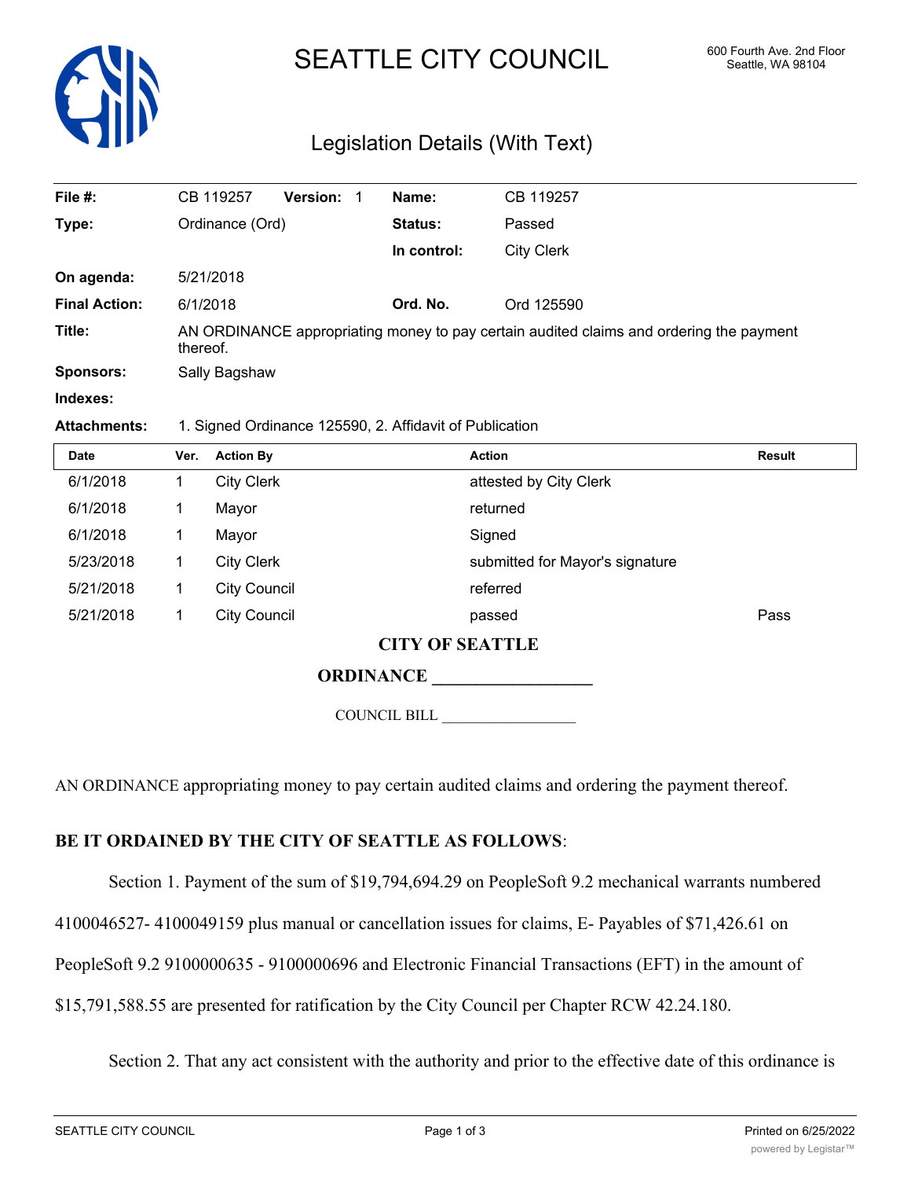# SEATTLE CITY COUNCIL

600 Fourth Ave. 2nd Floor
Seattle, WA 98104

## Legislation Details (With Text)

| | | | |
|---|---|---|---|
| **File #:** | CB 119257 **Version:** 1 | **Name:** | CB 119257 |
| **Type:** | Ordinance (Ord) | **Status:** | Passed |
| | | **In control:** | City Clerk |
| **On agenda:** | 5/21/2018 | | |
| **Final Action:** | 6/1/2018 | **Ord. No.** | Ord 125590 |
| **Title:** | AN ORDINANCE appropriating money to pay certain audited claims and ordering the payment thereof. | | |
| **Sponsors:** | Sally Bagshaw | | |
| **Indexes:** | | | |
| **Attachments:** | 1. Signed Ordinance 125590, 2. Affidavit of Publication | | |

| Date | Ver. | Action By | Action | Result |
|---|---|---|---|---|
| 6/1/2018 | 1 | City Clerk | attested by City Clerk | |
| 6/1/2018 | 1 | Mayor | returned | |
| 6/1/2018 | 1 | Mayor | Signed | |
| 5/23/2018 | 1 | City Clerk | submitted for Mayor's signature | |
| 5/21/2018 | 1 | City Council | referred | |
| 5/21/2018 | 1 | City Council | passed | Pass |

**CITY OF SEATTLE**

**ORDINANCE \_\_\_\_\_\_\_\_\_\_\_\_\_\_\_\_\_\_**

COUNCIL BILL \_\_\_\_\_\_\_\_\_\_\_\_\_\_\_\_\_\_

AN ORDINANCE appropriating money to pay certain audited claims and ordering the payment thereof.

**BE IT ORDAINED BY THE CITY OF SEATTLE AS FOLLOWS**:

Section 1. Payment of the sum of $19,794,694.29 on PeopleSoft 9.2 mechanical warrants numbered 4100046527- 4100049159 plus manual or cancellation issues for claims, E- Payables of $71,426.61 on PeopleSoft 9.2 9100000635 - 9100000696 and Electronic Financial Transactions (EFT) in the amount of $15,791,588.55 are presented for ratification by the City Council per Chapter RCW 42.24.180.

Section 2. That any act consistent with the authority and prior to the effective date of this ordinance is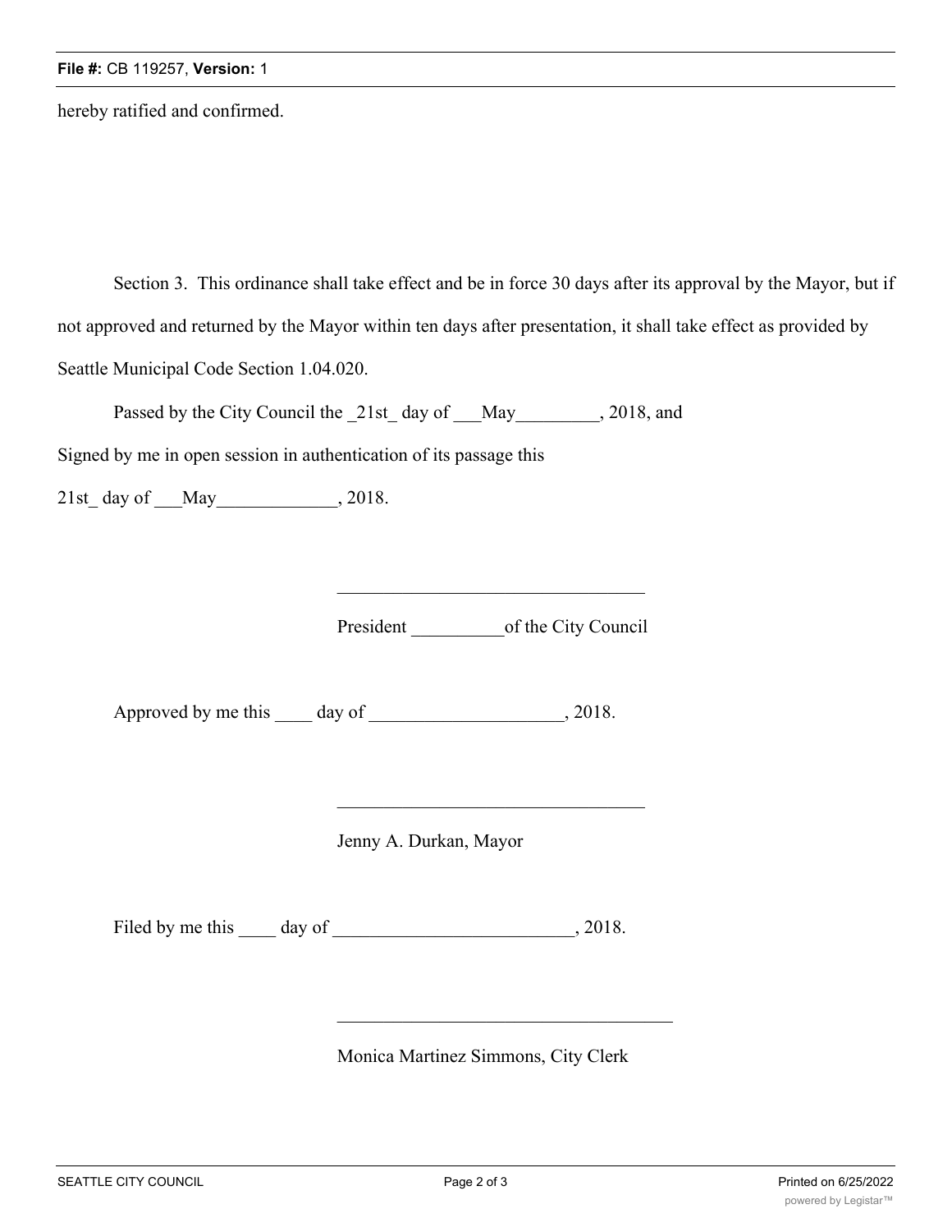hereby ratified and confirmed.

Section 3. This ordinance shall take effect and be in force 30 days after its approval by the Mayor, but if not approved and returned by the Mayor within ten days after presentation, it shall take effect as provided by Seattle Municipal Code Section 1.04.020.

Passed by the City Council the _21st_ day of ___May_________, 2018, and

Signed by me in open session in authentication of its passage this

21st_ day of ___May_____________, 2018.

\_\_\_\_\_\_\_\_\_\_\_\_\_\_\_\_\_\_\_\_\_\_\_\_\_\_\_\_\_\_\_\_\_\_

President __________of the City Council

Approved by me this ____ day of _____________________, 2018.

\_\_\_\_\_\_\_\_\_\_\_\_\_\_\_\_\_\_\_\_\_\_\_\_\_\_\_\_\_\_\_\_\_\_

Jenny A. Durkan, Mayor

Filed by me this ____ day of __________________________, 2018.

\_\_\_\_\_\_\_\_\_\_\_\_\_\_\_\_\_\_\_\_\_\_\_\_\_\_\_\_\_\_\_\_\_\_\_\_\_

Monica Martinez Simmons, City Clerk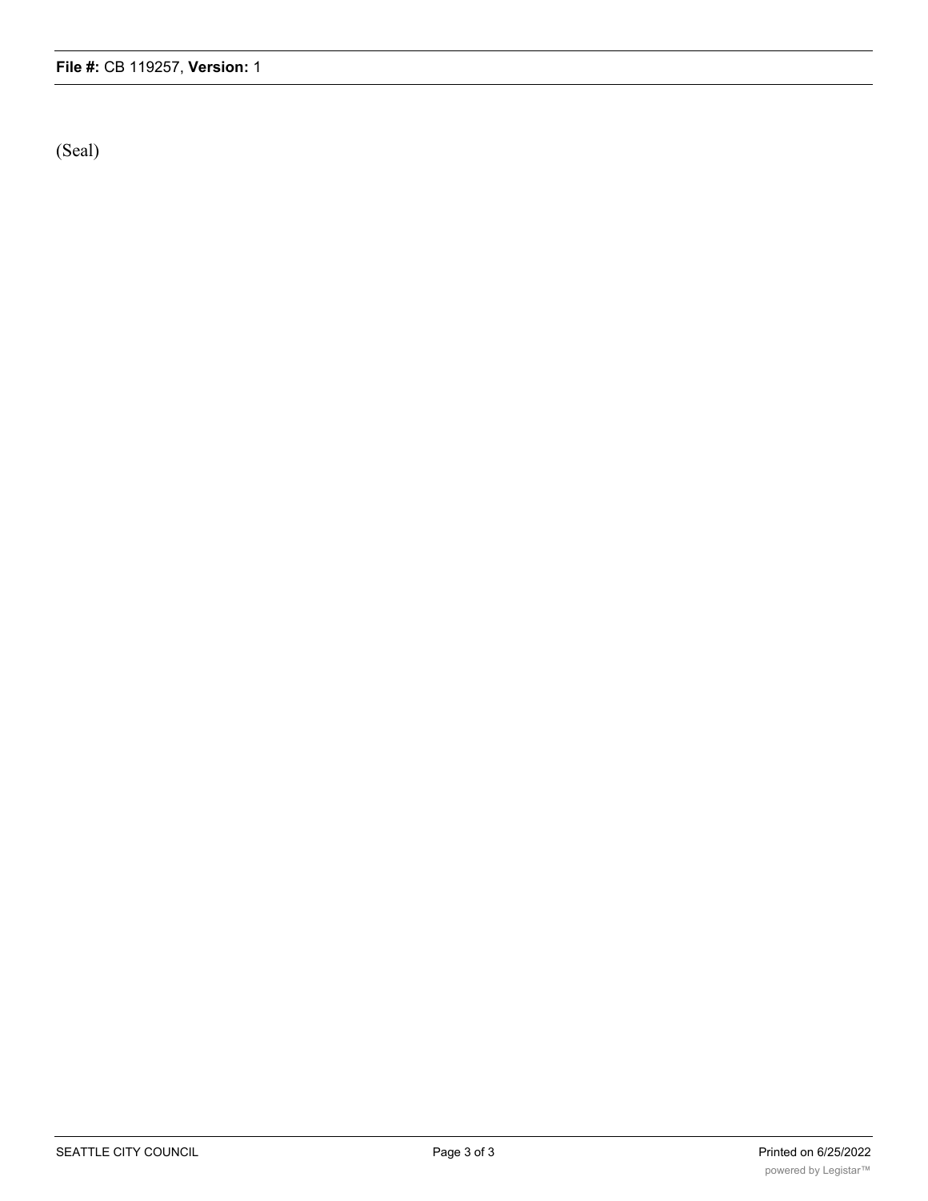(Seal)